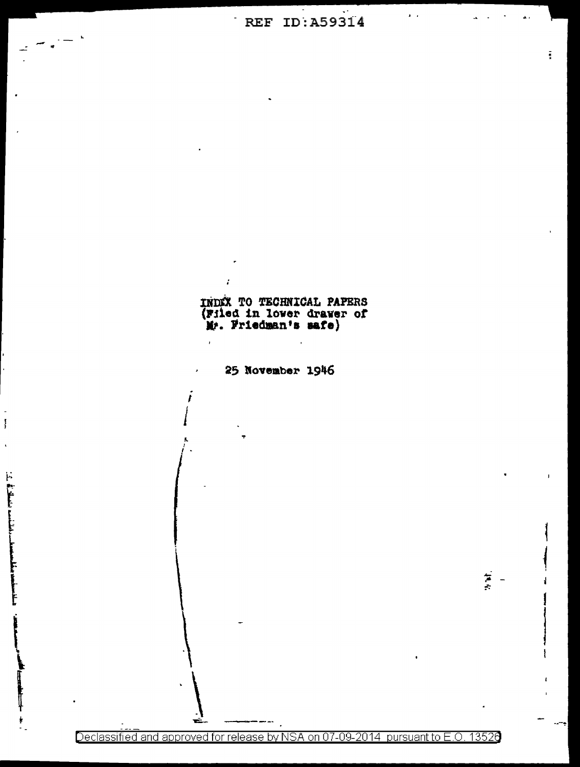INDEX TO TECHNICAL PAPERS
(Filed in lower drawer of
Mr. Friedman's safe)

25 November 1946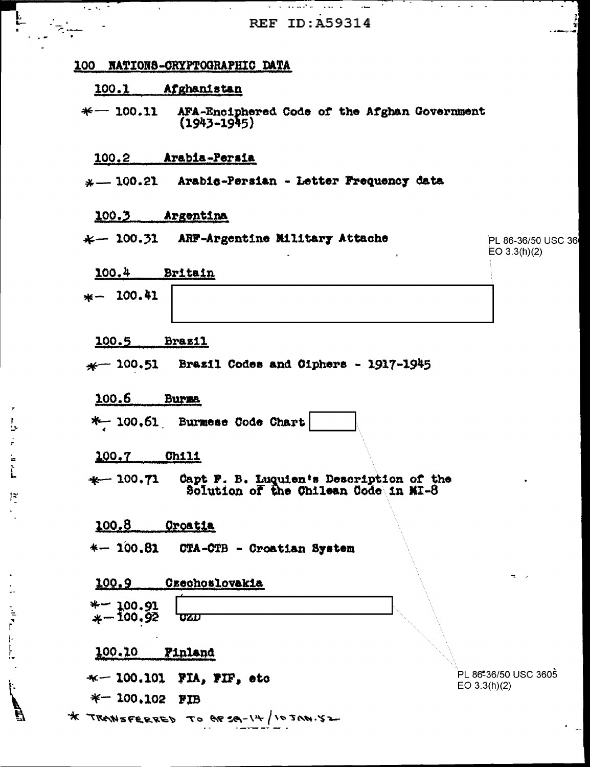REF ID:A59314

## 100 NATIONS-CRYPTOGRAPHIC DATA

### 100.1 Afghanistan

*— 100.11 AFA-Enciphered Code of the Afghan Government (1943-1945)

### 100.2 Arabia-Persia

*— 100.21 Arabic-Persian - Letter Frequency data

### 100.3 Argentina

*— 100.31 ARF-Argentine Military Attache

PL 86-36/50 USC 3605
EO 3.3(h)(2)

### 100.4 Britain

*— 100.41 [redacted]

### 100.5 Brazil

*— 100.51 Brazil Codes and Ciphers - 1917-1945

### 100.6 Burma

*— 100.61 Burmese Code Chart [redacted]

### 100.7 Chili

*— 100.71 Capt F. B. Luquien's Description of the Solution of the Chilean Code in MI-8

### 100.8 Croatia

*— 100.81 CTA-CTB - Croatian System

### 100.9 Czechoslovakia

*— 100.91 [redacted]
*— 100.92 CZD

### 100.10 Finland

*— 100.101 FIA, FIF, etc

*— 100.102 FIB

PL 86-36/50 USC 3605
EO 3.3(h)(2)

* TRANSFERRED TO AFSA-14 / 10 JAN. 52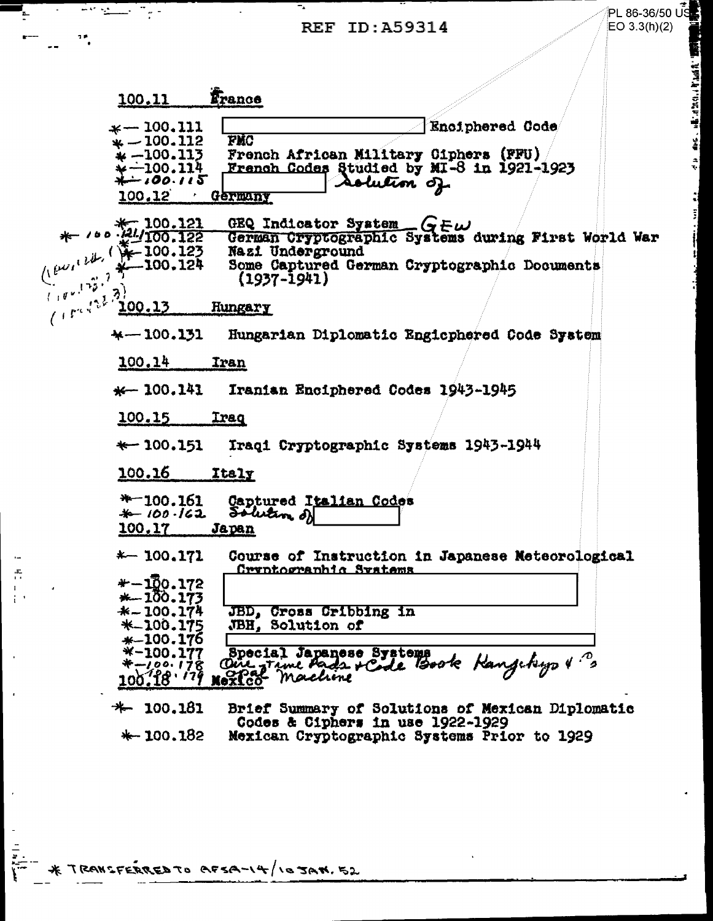REF ID:A59314

PL 86-36/50 USC
EO 3.3(h)(2)

100.11 France

*— 100.111 [redacted] Enciphered Code
*— 100.112 FMC
*— 100.113 French African Military Ciphers (FFU)
*— 100.114 French Codes Studied by MI-8 in 1921-1923
*— 100.115 [redacted] Solution of

100.12 Germany

*— 100.121 GEQ Indicator System GEW
*— 100.121/100.122 German Cryptographic Systems during First World War
*— 100.123 Nazi Underground
*— 100.124 Some Captured German Cryptographic Documents (1937-1941)

(100.121, (100.122, (100.123)

100.13 Hungary

*— 100.131 Hungarian Diplomatic Engicphered Code System

100.14 Iran

*— 100.141 Iranian Enciphered Codes 1943-1945

100.15 Iraq

*— 100.151 Iraqi Cryptographic Systems 1943-1944

100.16 Italy

*— 100.161 Captured Italian Codes
*— 100.162 Solution of [redacted]

100.17 Japan

*— 100.171 Course of Instruction in Japanese Meteorological Cryptographic Systems
*— 100.172 [redacted]
*— 100.173 [redacted]
*— 100.174 JBD, Cross Cribbing in
*— 100.175 JBH, Solution of
*— 100.176 [redacted]
*— 100.177 Special Japanese Systems
*— 100.178 One-Time Pads + Code Book Kangikyo & ?s
100.179 Opal Machine

100.18 Mexico

*— 100.181 Brief Summary of Solutions of Mexican Diplomatic Codes & Ciphers in use 1922-1929
*— 100.182 Mexican Cryptographic Systems Prior to 1929

* TRANSFERRED TO AFSA-14/10 JAN. 52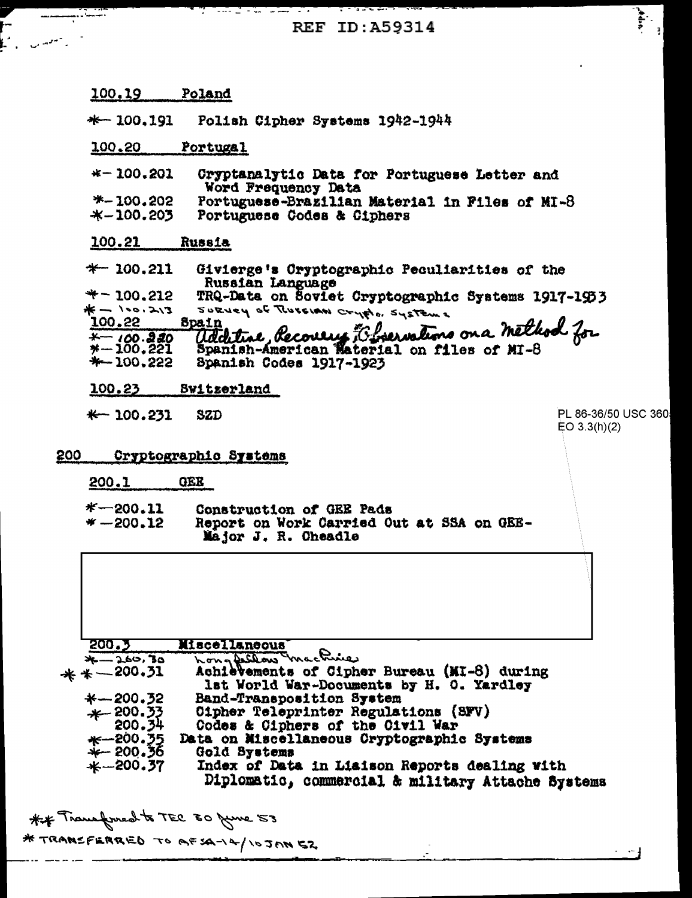REF ID:A59314

100.19 Poland

*— 100.191 Polish Cipher Systems 1942-1944

100.20 Portugal

*— 100.201 Cryptanalytic Data for Portuguese Letter and Word Frequency Data
*— 100.202 Portuguese-Brazilian Material in Files of MI-8
*— 100.203 Portuguese Codes & Ciphers

100.21 Russia

*— 100.211 Givierge's Cryptographic Peculiarities of the Russian Language
*— 100.212 TRQ-Data on Soviet Cryptographic Systems 1917-1933
*— 100.213 Survey of Russian Crypto. Systems

100.22 Spain

*— 100.220 Additive, Recovery Observations on a Method for
*— 100.221 Spanish-American Material on files of MI-8
*— 100.222 Spanish Codes 1917-1923

100.23 Switzerland

*— 100.231 SZD

PL 86-36/50 USC 3605
EO 3.3(h)(2)

200 Cryptographic Systems

200.1 GEE

*— 200.11 Construction of GEE Pads
*— 200.12 Report on Work Carried Out at SSA on GEE-Major J. R. Cheadle

200.3 Miscellaneous

*— 200.30 Longfellow Machine
** — 200.31 Achievements of Cipher Bureau (MI-8) during 1st World War-Documents by H. O. Yardley
*— 200.32 Band-Transposition System
*— 200.33 Cipher Teleprinter Regulations (SFV)
200.34 Codes & Ciphers of the Civil War
*— 200.35 Data on Miscellaneous Cryptographic Systems
*— 200.36 Gold Systems
*— 200.37 Index of Data in Liaison Reports dealing with Diplomatic, commercial & military Attache Systems

** Transferred to TEC 30 June 53

* TRANSFERRED TO AFSA-14/10 JAN 52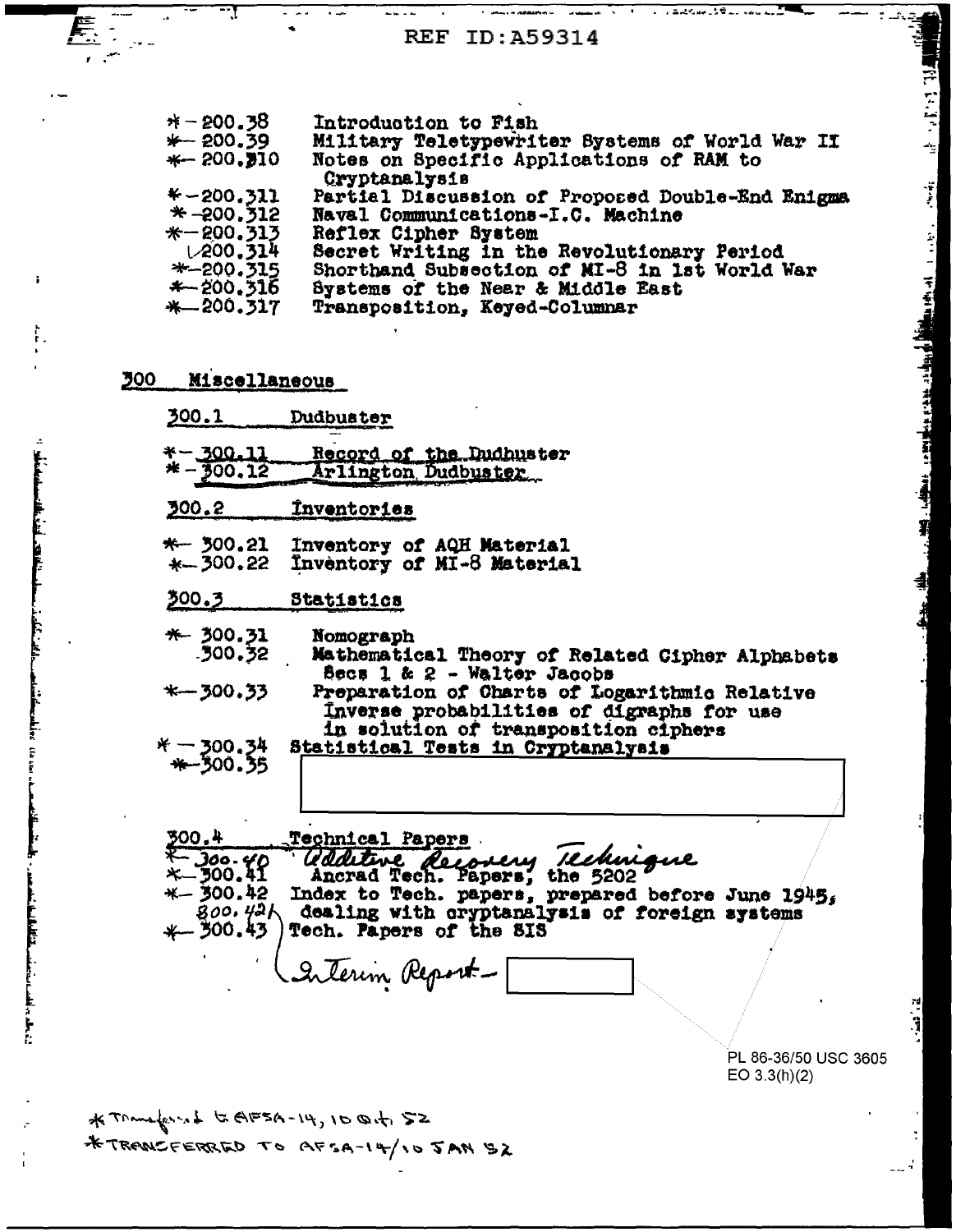REF ID:A59314

*-200.38 Introduction to Fish
*-200.39 Military Teletypewriter Systems of World War II
*-200.310 Notes on Specific Applications of RAM to Cryptanalysis
*-200.311 Partial Discussion of Proposed Double-End Enigma
*-200.312 Naval Communications-I.C. Machine
*-200.313 Reflex Cipher System
✓200.314 Secret Writing in the Revolutionary Period
*-200.315 Shorthand Subsection of MI-8 in 1st World War
*-200.316 Systems of the Near & Middle East
*-200.317 Transposition, Keyed-Columnar

## 300 Miscellaneous

### 300.1 Dudbuster

*-300.11 Record of the Dudbuster
*-300.12 Arlington Dudbuster

### 300.2 Inventories

*-300.21 Inventory of AQH Material
*-300.22 Inventory of MI-8 Material

### 300.3 Statistics

*-300.31 Nomograph
300.32 Mathematical Theory of Related Cipher Alphabets Secs 1 & 2 - Walter Jacobs
*-300.33 Preparation of Charts of Logarithmic Relative Inverse probabilities of digraphs for use in solution of transposition ciphers
*-300.34 Statistical Tests in Cryptanalysis
*-300.35 [REDACTED]

### 300.4 Technical Papers

*-300.40 Additive Recovery Technique
*-300.41 Ancrad Tech. Papers, the 5202
*-300.42 Index to Tech. papers, prepared before June 1945, dealing with cryptanalysis of foreign systems
300.421
*-300.43 Tech. Papers of the SIS

Interim Report - [REDACTED]

PL 86-36/50 USC 3605
EO 3.3(h)(2)

*Transferred to AFSA-14, 10 Oct 52
*TRANSFERRED TO AFSA-14/10 JAN 52